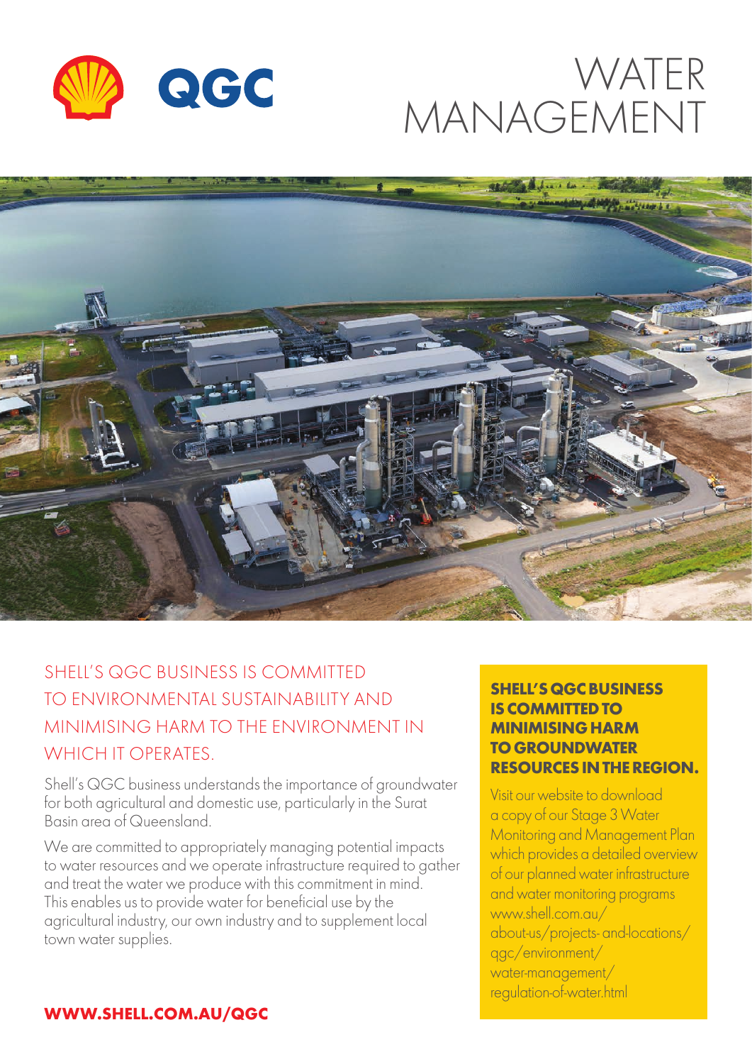# WATER MANAGEMENT

## SHELL'S QGC BUSINESS IS COMMITTED TO ENVIRONMENTAL SUSTAINABILITY AND MINIMISING HARM TO THE ENVIRONMENT IN WHICH IT OPERATES.

Shell's QGC business understands the importance of groundwater for both agricultural and domestic use, particularly in the Surat Basin area of Queensland.

We are committed to appropriately managing potential impacts to water resources and we operate infrastructure required to gather and treat the water we produce with this commitment in mind. This enables us to provide water for beneficial use by the agricultural industry, our own industry and to supplement local town water supplies.

**SHELL'S QGC BUSINESS IS COMMITTED TO MINIMISING HARM TO GROUNDWATER RESOURCES IN THE REGION.**

Visit our website to download a copy of our Stage 3 Water Monitoring and Management Plan which provides a detailed overview of our planned water infrastructure and water monitoring programs www.shell.com.au/about-us/projects-and-locations/qgc/environment/water-management/regulation-of-water.html

**WWW.SHELL.COM.AU/QGC**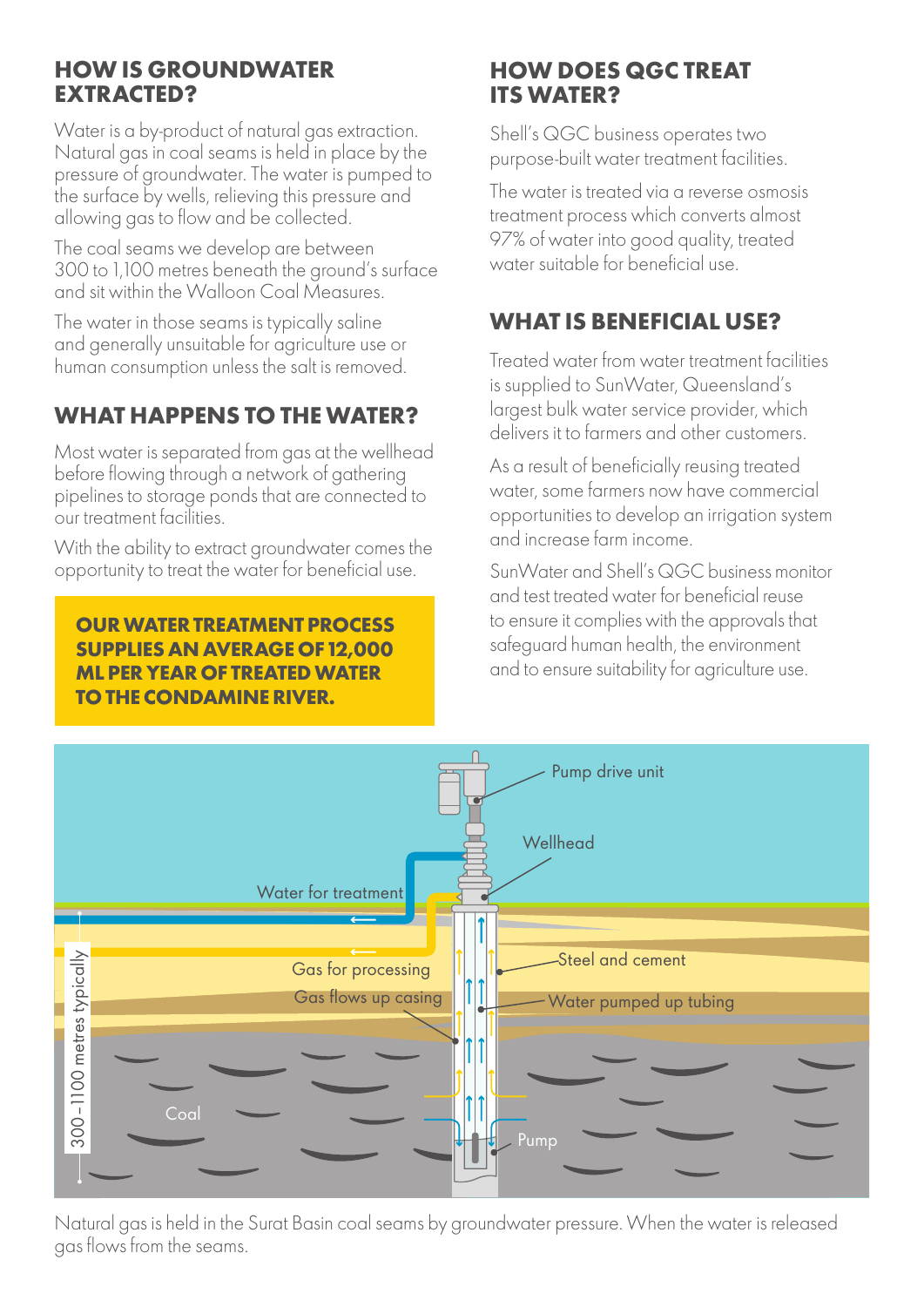## HOW IS GROUNDWATER EXTRACTED?

Water is a by-product of natural gas extraction. Natural gas in coal seams is held in place by the pressure of groundwater. The water is pumped to the surface by wells, relieving this pressure and allowing gas to flow and be collected.

The coal seams we develop are between 300 to 1,100 metres beneath the ground's surface and sit within the Walloon Coal Measures.

The water in those seams is typically saline and generally unsuitable for agriculture use or human consumption unless the salt is removed.

## WHAT HAPPENS TO THE WATER?

Most water is separated from gas at the wellhead before flowing through a network of gathering pipelines to storage ponds that are connected to our treatment facilities.

With the ability to extract groundwater comes the opportunity to treat the water for beneficial use.

**OUR WATER TREATMENT PROCESS SUPPLIES AN AVERAGE OF 12,000 ML PER YEAR OF TREATED WATER TO THE CONDAMINE RIVER.**

## HOW DOES QGC TREAT ITS WATER?

Shell's QGC business operates two purpose-built water treatment facilities.

The water is treated via a reverse osmosis treatment process which converts almost 97% of water into good quality, treated water suitable for beneficial use.

## WHAT IS BENEFICIAL USE?

Treated water from water treatment facilities is supplied to SunWater, Queensland's largest bulk water service provider, which delivers it to farmers and other customers.

As a result of beneficially reusing treated water, some farmers now have commercial opportunities to develop an irrigation system and increase farm income.

SunWater and Shell's QGC business monitor and test treated water for beneficial reuse to ensure it complies with the approvals that safeguard human health, the environment and to ensure suitability for agriculture use.

Pump drive unit

Wellhead

Water for treatment

Gas for processing

Gas flows up casing

Steel and cement

Water pumped up tubing

300–1100 metres typically

Coal

Pump

Natural gas is held in the Surat Basin coal seams by groundwater pressure. When the water is released gas flows from the seams.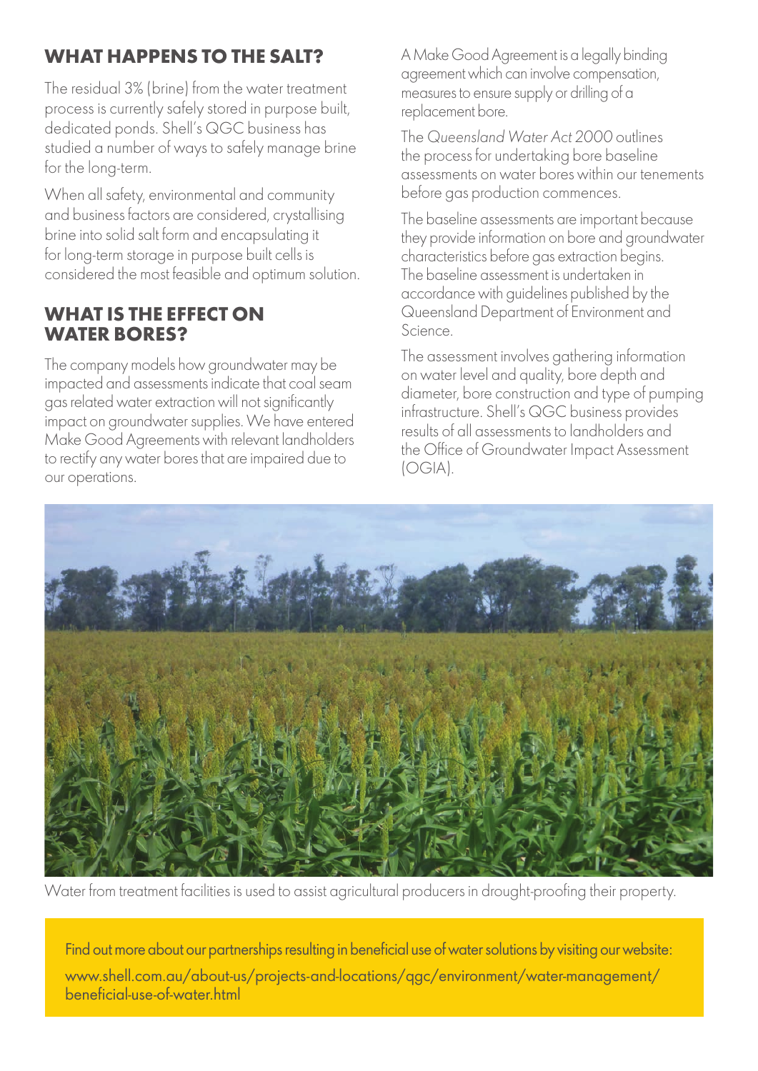## WHAT HAPPENS TO THE SALT?

The residual 3% (brine) from the water treatment process is currently safely stored in purpose built, dedicated ponds. Shell's QGC business has studied a number of ways to safely manage brine for the long-term.

When all safety, environmental and community and business factors are considered, crystallising brine into solid salt form and encapsulating it for long-term storage in purpose built cells is considered the most feasible and optimum solution.

## WHAT IS THE EFFECT ON WATER BORES?

The company models how groundwater may be impacted and assessments indicate that coal seam gas related water extraction will not significantly impact on groundwater supplies. We have entered Make Good Agreements with relevant landholders to rectify any water bores that are impaired due to our operations.

A Make Good Agreement is a legally binding agreement which can involve compensation, measures to ensure supply or drilling of a replacement bore.

The *Queensland Water Act 2000* outlines the process for undertaking bore baseline assessments on water bores within our tenements before gas production commences.

The baseline assessments are important because they provide information on bore and groundwater characteristics before gas extraction begins. The baseline assessment is undertaken in accordance with guidelines published by the Queensland Department of Environment and Science.

The assessment involves gathering information on water level and quality, bore depth and diameter, bore construction and type of pumping infrastructure. Shell's QGC business provides results of all assessments to landholders and the Office of Groundwater Impact Assessment (OGIA).

Water from treatment facilities is used to assist agricultural producers in drought-proofing their property.

Find out more about our partnerships resulting in beneficial use of water solutions by visiting our website: www.shell.com.au/about-us/projects-and-locations/qgc/environment/water-management/beneficial-use-of-water.html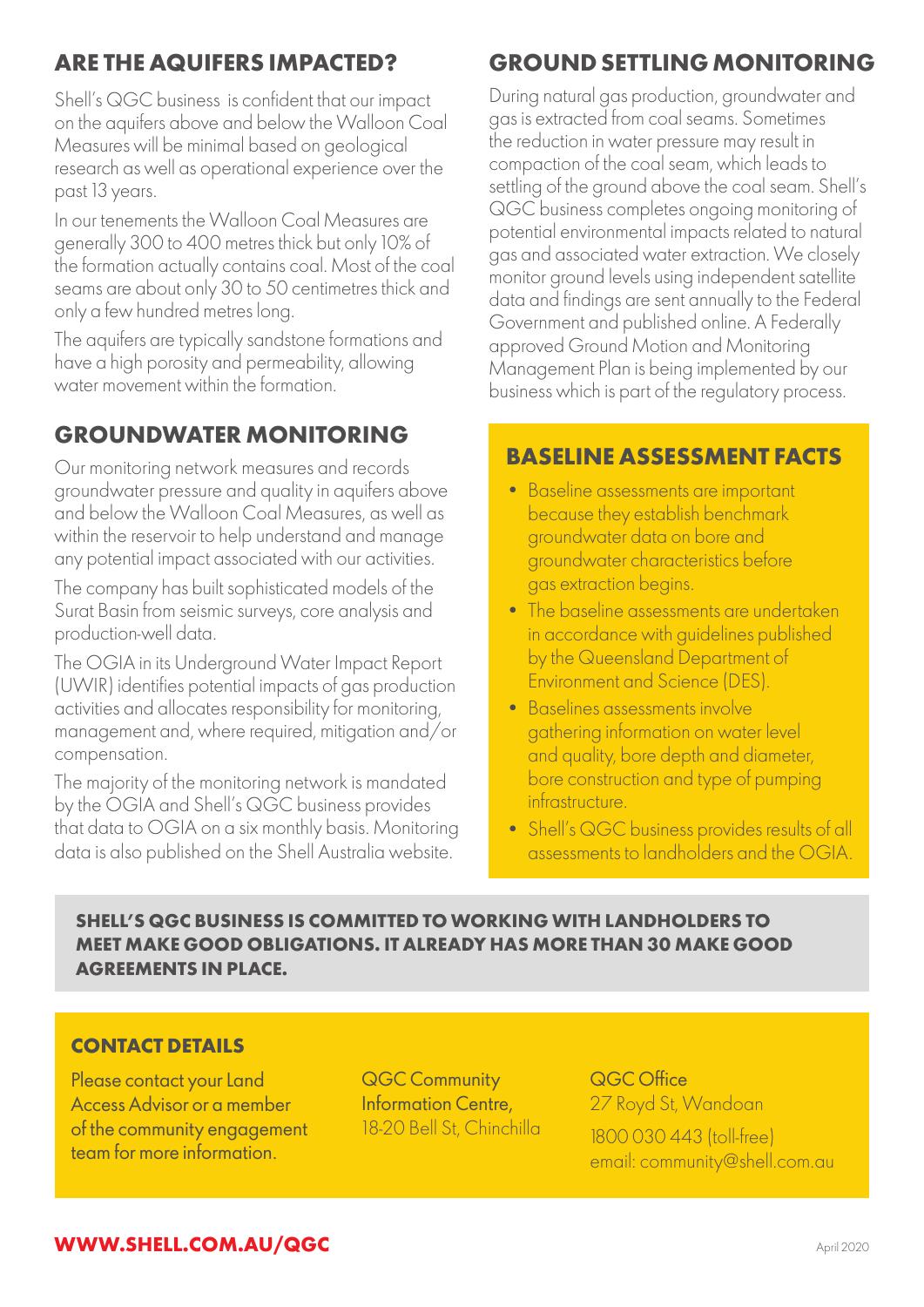## ARE THE AQUIFERS IMPACTED?

Shell's QGC business is confident that our impact on the aquifers above and below the Walloon Coal Measures will be minimal based on geological research as well as operational experience over the past 13 years.

In our tenements the Walloon Coal Measures are generally 300 to 400 metres thick but only 10% of the formation actually contains coal. Most of the coal seams are about only 30 to 50 centimetres thick and only a few hundred metres long.

The aquifers are typically sandstone formations and have a high porosity and permeability, allowing water movement within the formation.

## GROUNDWATER MONITORING

Our monitoring network measures and records groundwater pressure and quality in aquifers above and below the Walloon Coal Measures, as well as within the reservoir to help understand and manage any potential impact associated with our activities.

The company has built sophisticated models of the Surat Basin from seismic surveys, core analysis and production-well data.

The OGIA in its Underground Water Impact Report (UWIR) identifies potential impacts of gas production activities and allocates responsibility for monitoring, management and, where required, mitigation and/or compensation.

The majority of the monitoring network is mandated by the OGIA and Shell's QGC business provides that data to OGIA on a six monthly basis. Monitoring data is also published on the Shell Australia website.

## GROUND SETTLING MONITORING

During natural gas production, groundwater and gas is extracted from coal seams. Sometimes the reduction in water pressure may result in compaction of the coal seam, which leads to settling of the ground above the coal seam. Shell's QGC business completes ongoing monitoring of potential environmental impacts related to natural gas and associated water extraction. We closely monitor ground levels using independent satellite data and findings are sent annually to the Federal Government and published online. A Federally approved Ground Motion and Monitoring Management Plan is being implemented by our business which is part of the regulatory process.

## BASELINE ASSESSMENT FACTS

- Baseline assessments are important because they establish benchmark groundwater data on bore and groundwater characteristics before gas extraction begins.
- The baseline assessments are undertaken in accordance with guidelines published by the Queensland Department of Environment and Science (DES).
- Baselines assessments involve gathering information on water level and quality, bore depth and diameter, bore construction and type of pumping infrastructure.
- Shell's QGC business provides results of all assessments to landholders and the OGIA.

**SHELL'S QGC BUSINESS IS COMMITTED TO WORKING WITH LANDHOLDERS TO MEET MAKE GOOD OBLIGATIONS. IT ALREADY HAS MORE THAN 30 MAKE GOOD AGREEMENTS IN PLACE.**

## CONTACT DETAILS

Please contact your Land Access Advisor or a member of the community engagement team for more information.

QGC Community Information Centre,
18-20 Bell St, Chinchilla

QGC Office
27 Royd St, Wandoan

1800 030 443 (toll-free)
email: community@shell.com.au

**WWW.SHELL.COM.AU/QGC**

April 2020